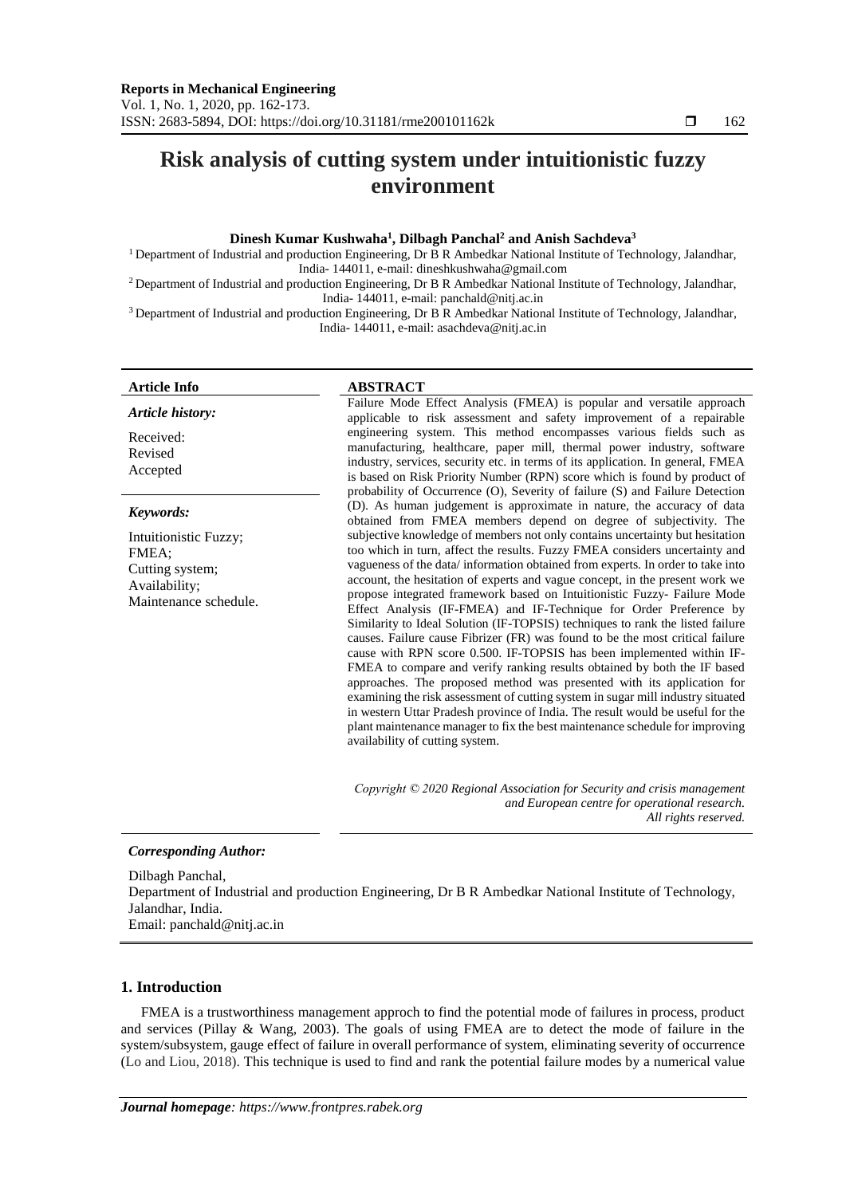# Risk analysis of cutting system under intuitionistic fuzzy environment

**Dinesh Kumar Kushwaha[1], Dilbagh Panchal[2] and Anish Sachdeva[3]**

[1] Department of Industrial and production Engineering, Dr B R Ambedkar National Institute of Technology, Jalandhar, India- 144011, e-mail: dineshkushwaha@gmail.com

[2] Department of Industrial and production Engineering, Dr B R Ambedkar National Institute of Technology, Jalandhar, India- 144011, e-mail: panchald@nitj.ac.in

[3] Department of Industrial and production Engineering, Dr B R Ambedkar National Institute of Technology, Jalandhar, India- 144011, e-mail: asachdeva@nitj.ac.in

**Article Info**

*Article history:*

Received:
Revised
Accepted

*Keywords:*

Intuitionistic Fuzzy;
FMEA;
Cutting system;
Availability;
Maintenance schedule.

**ABSTRACT**

Failure Mode Effect Analysis (FMEA) is popular and versatile approach applicable to risk assessment and safety improvement of a repairable engineering system. This method encompasses various fields such as manufacturing, healthcare, paper mill, thermal power industry, software industry, services, security etc. in terms of its application. In general, FMEA is based on Risk Priority Number (RPN) score which is found by product of probability of Occurrence (O), Severity of failure (S) and Failure Detection (D). As human judgement is approximate in nature, the accuracy of data obtained from FMEA members depend on degree of subjectivity. The subjective knowledge of members not only contains uncertainty but hesitation too which in turn, affect the results. Fuzzy FMEA considers uncertainty and vagueness of the data/ information obtained from experts. In order to take into account, the hesitation of experts and vague concept, in the present work we propose integrated framework based on Intuitionistic Fuzzy- Failure Mode Effect Analysis (IF-FMEA) and IF-Technique for Order Preference by Similarity to Ideal Solution (IF-TOPSIS) techniques to rank the listed failure causes. Failure cause Fibrizer (FR) was found to be the most critical failure cause with RPN score 0.500. IF-TOPSIS has been implemented within IF-FMEA to compare and verify ranking results obtained by both the IF based approaches. The proposed method was presented with its application for examining the risk assessment of cutting system in sugar mill industry situated in western Uttar Pradesh province of India. The result would be useful for the plant maintenance manager to fix the best maintenance schedule for improving availability of cutting system.

*Copyright © 2020 Regional Association for Security and crisis management and European centre for operational research. All rights reserved.*

***Corresponding Author:***

Dilbagh Panchal,
Department of Industrial and production Engineering, Dr B R Ambedkar National Institute of Technology, Jalandhar, India.
Email: panchald@nitj.ac.in

## 1. Introduction

FMEA is a trustworthiness management approch to find the potential mode of failures in process, product and services (Pillay & Wang, 2003). The goals of using FMEA are to detect the mode of failure in the system/subsystem, gauge effect of failure in overall performance of system, eliminating severity of occurrence (Lo and Liou, 2018). This technique is used to find and rank the potential failure modes by a numerical value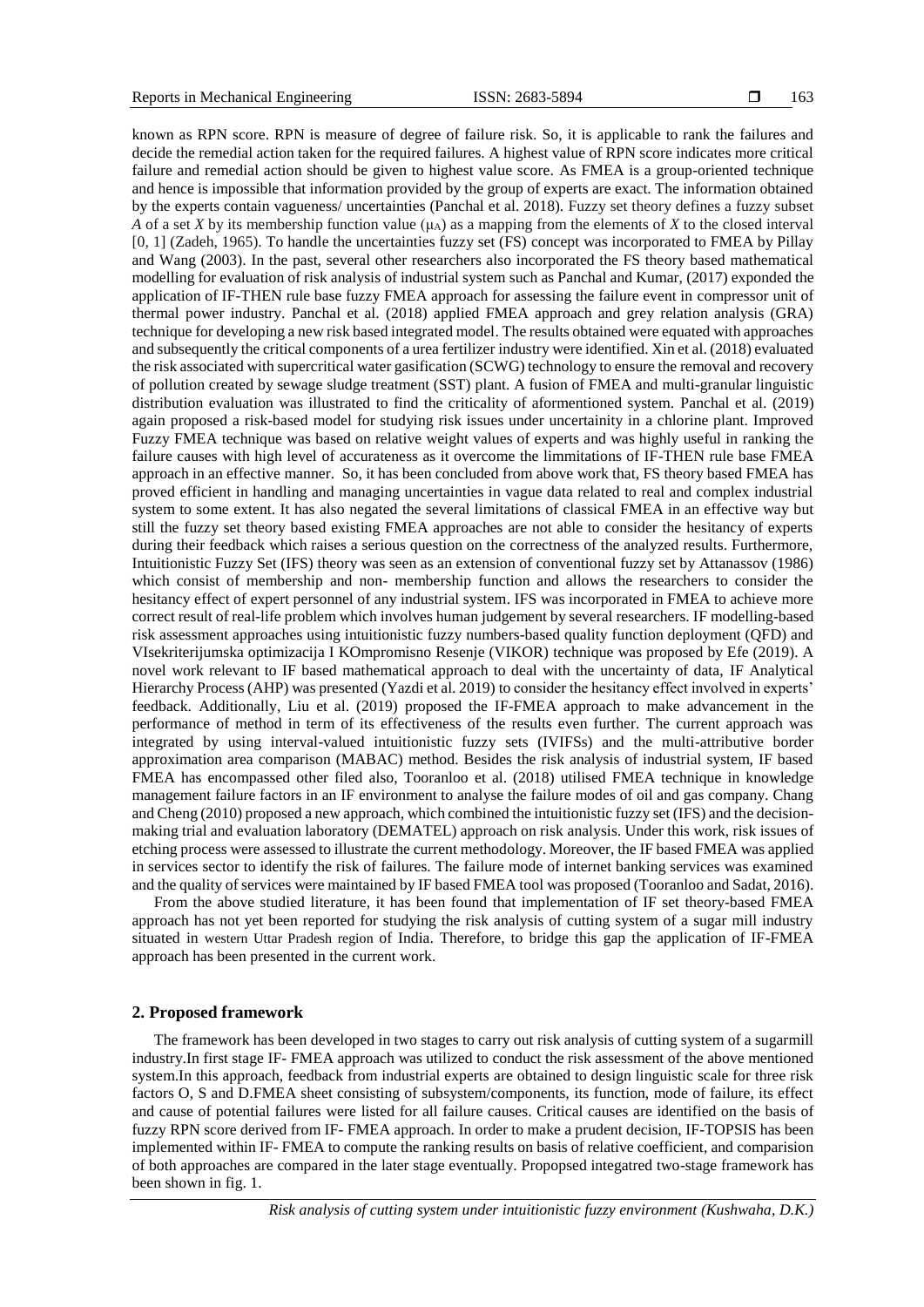known as RPN score. RPN is measure of degree of failure risk. So, it is applicable to rank the failures and decide the remedial action taken for the required failures. A highest value of RPN score indicates more critical failure and remedial action should be given to highest value score. As FMEA is a group-oriented technique and hence is impossible that information provided by the group of experts are exact. The information obtained by the experts contain vagueness/ uncertainties (Panchal et al. 2018). Fuzzy set theory defines a fuzzy subset *A* of a set *X* by its membership function value ($\mu_A$) as a mapping from the elements of *X* to the closed interval [0, 1] (Zadeh, 1965). To handle the uncertainties fuzzy set (FS) concept was incorporated to FMEA by Pillay and Wang (2003). In the past, several other researchers also incorporated the FS theory based mathematical modelling for evaluation of risk analysis of industrial system such as Panchal and Kumar, (2017) exponded the application of IF-THEN rule base fuzzy FMEA approach for assessing the failure event in compressor unit of thermal power industry. Panchal et al. (2018) applied FMEA approach and grey relation analysis (GRA) technique for developing a new risk based integrated model. The results obtained were equated with approaches and subsequently the critical components of a urea fertilizer industry were identified. Xin et al. (2018) evaluated the risk associated with supercritical water gasification (SCWG) technology to ensure the removal and recovery of pollution created by sewage sludge treatment (SST) plant. A fusion of FMEA and multi-granular linguistic distribution evaluation was illustrated to find the criticality of aforementioned system. Panchal et al. (2019) again proposed a risk-based model for studying risk issues under uncertainity in a chlorine plant. Improved Fuzzy FMEA technique was based on relative weight values of experts and was highly useful in ranking the failure causes with high level of accurateness as it overcome the limmitations of IF-THEN rule base FMEA approach in an effective manner. So, it has been concluded from above work that, FS theory based FMEA has proved efficient in handling and managing uncertainties in vague data related to real and complex industrial system to some extent. It has also negated the several limitations of classical FMEA in an effective way but still the fuzzy set theory based existing FMEA approaches are not able to consider the hesitancy of experts during their feedback which raises a serious question on the correctness of the analyzed results. Furthermore, Intuitionistic Fuzzy Set (IFS) theory was seen as an extension of conventional fuzzy set by Attanassov (1986) which consist of membership and non- membership function and allows the researchers to consider the hesitancy effect of expert personnel of any industrial system. IFS was incorporated in FMEA to achieve more correct result of real-life problem which involves human judgement by several researchers. IF modelling-based risk assessment approaches using intuitionistic fuzzy numbers-based quality function deployment (QFD) and VIsekriterijumska optimizacija I KOmpromisno Resenje (VIKOR) technique was proposed by Efe (2019). A novel work relevant to IF based mathematical approach to deal with the uncertainty of data, IF Analytical Hierarchy Process (AHP) was presented (Yazdi et al. 2019) to consider the hesitancy effect involved in experts' feedback. Additionally, Liu et al. (2019) proposed the IF-FMEA approach to make advancement in the performance of method in term of its effectiveness of the results even further. The current approach was integrated by using interval-valued intuitionistic fuzzy sets (IVIFSs) and the multi-attributive border approximation area comparison (MABAC) method. Besides the risk analysis of industrial system, IF based FMEA has encompassed other filed also, Tooranloo et al. (2018) utilised FMEA technique in knowledge management failure factors in an IF environment to analyse the failure modes of oil and gas company. Chang and Cheng (2010) proposed a new approach, which combined the intuitionistic fuzzy set (IFS) and the decision-making trial and evaluation laboratory (DEMATEL) approach on risk analysis. Under this work, risk issues of etching process were assessed to illustrate the current methodology. Moreover, the IF based FMEA was applied in services sector to identify the risk of failures. The failure mode of internet banking services was examined and the quality of services were maintained by IF based FMEA tool was proposed (Tooranloo and Sadat, 2016).

From the above studied literature, it has been found that implementation of IF set theory-based FMEA approach has not yet been reported for studying the risk analysis of cutting system of a sugar mill industry situated in western Uttar Pradesh region of India. Therefore, to bridge this gap the application of IF-FMEA approach has been presented in the current work.

## 2. Proposed framework

The framework has been developed in two stages to carry out risk analysis of cutting system of a sugarmill industry.In first stage IF- FMEA approach was utilized to conduct the risk assessment of the above mentioned system.In this approach, feedback from industrial experts are obtained to design linguistic scale for three risk factors O, S and D.FMEA sheet consisting of subsystem/components, its function, mode of failure, its effect and cause of potential failures were listed for all failure causes. Critical causes are identified on the basis of fuzzy RPN score derived from IF- FMEA approach. In order to make a prudent decision, IF-TOPSIS has been implemented within IF- FMEA to compute the ranking results on basis of relative coefficient, and comparision of both approaches are compared in the later stage eventually. Propopsed integatred two-stage framework has been shown in fig. 1.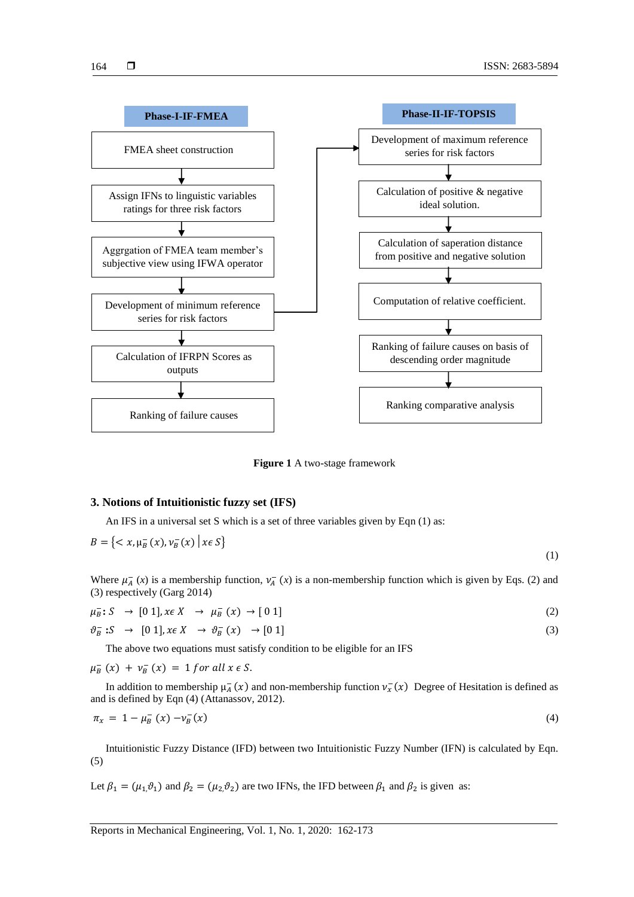Phase-I-IF-FMEA

FMEA sheet construction

Assign IFNs to linguistic variables ratings for three risk factors

Aggrgation of FMEA team member's subjective view using IFWA operator

Development of minimum reference series for risk factors

Calculation of IFRPN Scores as outputs

Ranking of failure causes

Phase-II-IF-TOPSIS

Development of maximum reference series for risk factors

Calculation of positive & negative ideal solution.

Calculation of saperation distance from positive and negative solution

Computation of relative coefficient.

Ranking of failure causes on basis of descending order magnitude

Ranking comparative analysis

**Figure 1** A two-stage framework

## 3. Notions of Intuitionistic fuzzy set (IFS)

An IFS in a universal set S which is a set of three variables given by Eqn (1) as:

$$B = \{< x, \mu_{\bar{B}}(x), v_{\bar{B}}(x) \,|\, x \epsilon\, S\} \tag{1}$$

Where $\mu_{\bar{A}}(x)$ is a membership function, $v_{\bar{A}}(x)$ is a non-membership function which is given by Eqs. (2) and (3) respectively (Garg 2014)

$$\mu_{\bar{B}}: S \;\rightarrow [0\ 1], x\epsilon\, X \;\rightarrow\; \mu_{\bar{B}}(x) \rightarrow [0\ 1] \tag{2}$$

$$\vartheta_{\bar{B}}: S \;\rightarrow [0\ 1], x\epsilon\, X \;\rightarrow\; \vartheta_{\bar{B}}(x) \;\rightarrow [0\ 1] \tag{3}$$

The above two equations must satisfy condition to be eligible for an IFS

$\mu_{\bar{B}}(x) + v_{\bar{B}}(x) = 1$ *for all* $x\ \epsilon\ S$.

In addition to membership $\mu_{\bar{A}}(x)$ and non-membership function $v_{\bar{x}}(x)$ Degree of Hesitation is defined as and is defined by Eqn (4) (Attanassov, 2012).

$$\pi_x = 1 - \mu_{\bar{B}}(x) - v_{\bar{B}}(x) \tag{4}$$

Intuitionistic Fuzzy Distance (IFD) between two Intuitionistic Fuzzy Number (IFN) is calculated by Eqn. (5)

Let $\beta_1 = (\mu_1, \vartheta_1)$ and $\beta_2 = (\mu_2, \vartheta_2)$ are two IFNs, the IFD between $\beta_1$ and $\beta_2$ is given as: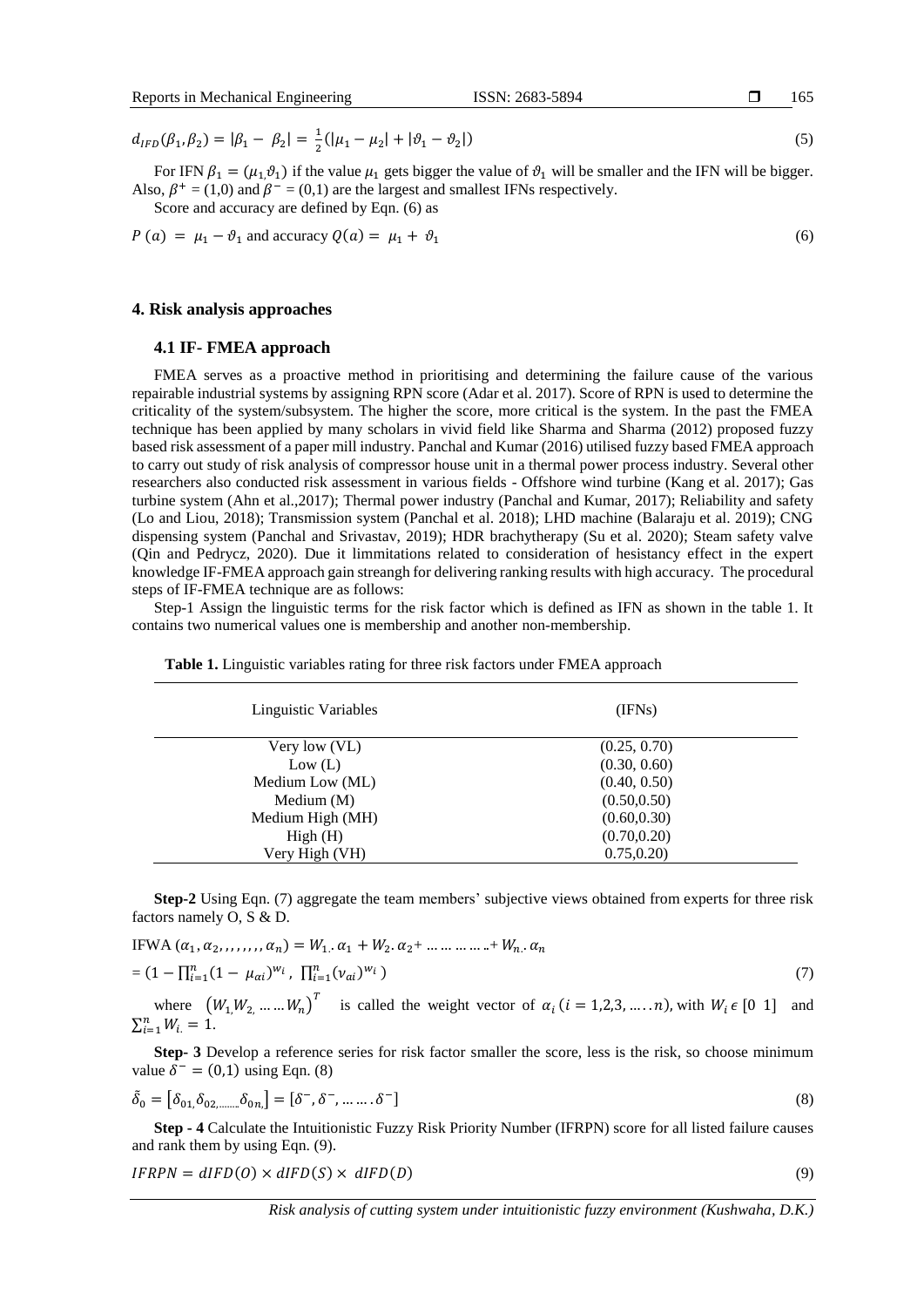$$d_{IFD}(\beta_1, \beta_2) = |\beta_1 - \beta_2| = \frac{1}{2}(|\mu_1 - \mu_2| + |\vartheta_1 - \vartheta_2|) \tag{5}$$

For IFN $\beta_1 = (\mu_1, \vartheta_1)$ if the value $\mu_1$ gets bigger the value of $\vartheta_1$ will be smaller and the IFN will be bigger. Also, $\beta^+ = (1,0)$ and $\beta^- = (0,1)$ are the largest and smallest IFNs respectively.

Score and accuracy are defined by Eqn. (6) as

$$P\,(a) = \mu_1 - \vartheta_1 \text{ and accuracy } Q(a) = \mu_1 + \vartheta_1 \tag{6}$$

## 4. Risk analysis approaches

### 4.1 IF- FMEA approach

FMEA serves as a proactive method in prioritising and determining the failure cause of the various repairable industrial systems by assigning RPN score (Adar et al. 2017). Score of RPN is used to determine the criticality of the system/subsystem. The higher the score, more critical is the system. In the past the FMEA technique has been applied by many scholars in vivid field like Sharma and Sharma (2012) proposed fuzzy based risk assessment of a paper mill industry. Panchal and Kumar (2016) utilised fuzzy based FMEA approach to carry out study of risk analysis of compressor house unit in a thermal power process industry. Several other researchers also conducted risk assessment in various fields - Offshore wind turbine (Kang et al. 2017); Gas turbine system (Ahn et al.,2017); Thermal power industry (Panchal and Kumar, 2017); Reliability and safety (Lo and Liou, 2018); Transmission system (Panchal et al. 2018); LHD machine (Balaraju et al. 2019); CNG dispensing system (Panchal and Srivastav, 2019); HDR brachytherapy (Su et al. 2020); Steam safety valve (Qin and Pedrycz, 2020). Due it limmitations related to consideration of hesistancy effect in the expert knowledge IF-FMEA approach gain streangh for delivering ranking results with high accuracy. The procedural steps of IF-FMEA technique are as follows:

Step-1 Assign the linguistic terms for the risk factor which is defined as IFN as shown in the table 1. It contains two numerical values one is membership and another non-membership.

**Table 1.** Linguistic variables rating for three risk factors under FMEA approach

| Linguistic Variables | (IFNs) |
|---|---|
| Very low (VL) | (0.25, 0.70) |
| Low (L) | (0.30, 0.60) |
| Medium Low (ML) | (0.40, 0.50) |
| Medium (M) | (0.50,0.50) |
| Medium High (MH) | (0.60,0.30) |
| High (H) | (0.70,0.20) |
| Very High (VH) | 0.75,0.20) |

**Step-2** Using Eqn. (7) aggregate the team members' subjective views obtained from experts for three risk factors namely O, S & D.

$$\text{IFWA}\,(\alpha_1, \alpha_2, ,,,,,,, \alpha_n) = W_1.\alpha_1 + W_2.\alpha_2 + \dots\dots\dots\dots + W_n.\alpha_n$$

$$= (1 - \textstyle\prod_{i=1}^{n}(1 - \mu_{\alpha i})^{w_i},\ \prod_{i=1}^{n}(\nu_{\alpha i})^{w_i}) \tag{7}$$

where $(W_1, W_2, \dots\dots W_n)^T$ is called the weight vector of $\alpha_i\,(i = 1,2,3, \dots..n)$, with $W_i \epsilon\,[0\ \ 1]$ and $\sum_{i=1}^{n} W_i = 1$.

**Step- 3** Develop a reference series for risk factor smaller the score, less is the risk, so choose minimum value $\delta^- = (0,1)$ using Eqn. (8)

$$\tilde{\delta}_0 = [\delta_{01}, \delta_{02, \dots\dots} \delta_{0n}] = [\delta^-, \delta^-, \dots\dots.\delta^-] \tag{8}$$

**Step - 4** Calculate the Intuitionistic Fuzzy Risk Priority Number (IFRPN) score for all listed failure causes and rank them by using Eqn. (9).

$$IFRPN = dIFD(O) \times dIFD(S) \times dIFD(D) \tag{9}$$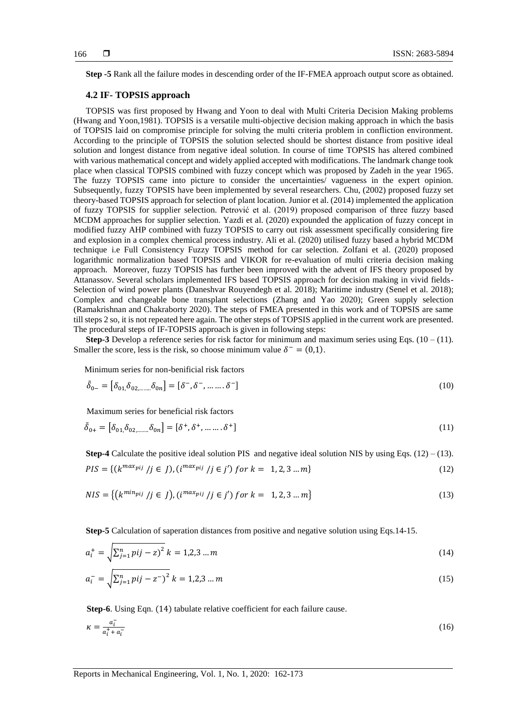**Step -5** Rank all the failure modes in descending order of the IF-FMEA approach output score as obtained.

### 4.2 IF- TOPSIS approach

TOPSIS was first proposed by Hwang and Yoon to deal with Multi Criteria Decision Making problems (Hwang and Yoon,1981). TOPSIS is a versatile multi-objective decision making approach in which the basis of TOPSIS laid on compromise principle for solving the multi criteria problem in confliction environment. According to the principle of TOPSIS the solution selected should be shortest distance from positive ideal solution and longest distance from negative ideal solution. In course of time TOPSIS has altered combined with various mathematical concept and widely applied accepted with modifications. The landmark change took place when classical TOPSIS combined with fuzzy concept which was proposed by Zadeh in the year 1965. The fuzzy TOPSIS came into picture to consider the uncertainties/ vagueness in the expert opinion. Subsequently, fuzzy TOPSIS have been implemented by several researchers. Chu, (2002) proposed fuzzy set theory-based TOPSIS approach for selection of plant location. Junior et al. (2014) implemented the application of fuzzy TOPSIS for supplier selection. Petrović et al. (2019) proposed comparison of three fuzzy based MCDM approaches for supplier selection. Yazdi et al. (2020) expounded the application of fuzzy concept in modified fuzzy AHP combined with fuzzy TOPSIS to carry out risk assessment specifically considering fire and explosion in a complex chemical process industry. Ali et al. (2020) utilised fuzzy based a hybrid MCDM technique i.e Full Consistency Fuzzy TOPSIS method for car selection. Zolfani et al. (2020) proposed logarithmic normalization based TOPSIS and VIKOR for re-evaluation of multi criteria decision making approach. Moreover, fuzzy TOPSIS has further been improved with the advent of IFS theory proposed by Attanassov. Several scholars implemented IFS based TOPSIS approach for decision making in vivid fields- Selection of wind power plants (Daneshvar Rouyendegh et al. 2018); Maritime industry (Senel et al. 2018); Complex and changeable bone transplant selections (Zhang and Yao 2020); Green supply selection (Ramakrishnan and Chakraborty 2020). The steps of FMEA presented in this work and of TOPSIS are same till steps 2 so, it is not repeated here again. The other steps of TOPSIS applied in the current work are presented. The procedural steps of IF-TOPSIS approach is given in following steps:

**Step-3** Develop a reference series for risk factor for minimum and maximum series using Eqs. (10 – (11). Smaller the score, less is the risk, so choose minimum value $\delta^- = (0,1)$.

Minimum series for non-benificial risk factors

$$\tilde{\delta}_{0-} = [\delta_{01,}\delta_{02,\dots\dots}\delta_{0n}] = [\delta^-, \delta^-, \dots\dots.\delta^-] \tag{10}$$

Maximum series for beneficial risk factors

$$\tilde{\delta}_{0+} = [\delta_{01,}\delta_{02,\dots\dots}\delta_{0n}] = [\delta^+, \delta^+, \dots\dots.\delta^+] \tag{11}$$

**Step-4** Calculate the positive ideal solution PIS and negative ideal solution NIS by using Eqs. (12) – (13).

$$PIS = \{(k^{max_{pij}} / j \in J), (i^{max_{pij}} / j \in j') \; for \; k = 1, 2, 3 \dots m\} \tag{12}$$

$$NIS = \{(k^{min_{pij}} / j \in J), (i^{max_{pij}} / j \in j') \; for \; k = 1, 2, 3 \dots m\} \tag{13}$$

**Step-5** Calculation of saperation distances from positive and negative solution using Eqs.14-15.

$$a_i^+ = \sqrt{\sum_{j=1}^{n} pij - z)^2} \; k = 1,2,3 \dots m \tag{14}$$

$$a_i^- = \sqrt{\sum_{j=1}^{n} pij - z^-)^2} \; k = 1,2,3 \dots m \tag{15}$$

**Step-6**. Using Eqn. (14) tabulate relative coefficient for each failure cause.

$$\kappa = \frac{a_i^-}{a_i^+ + a_i^-} \tag{16}$$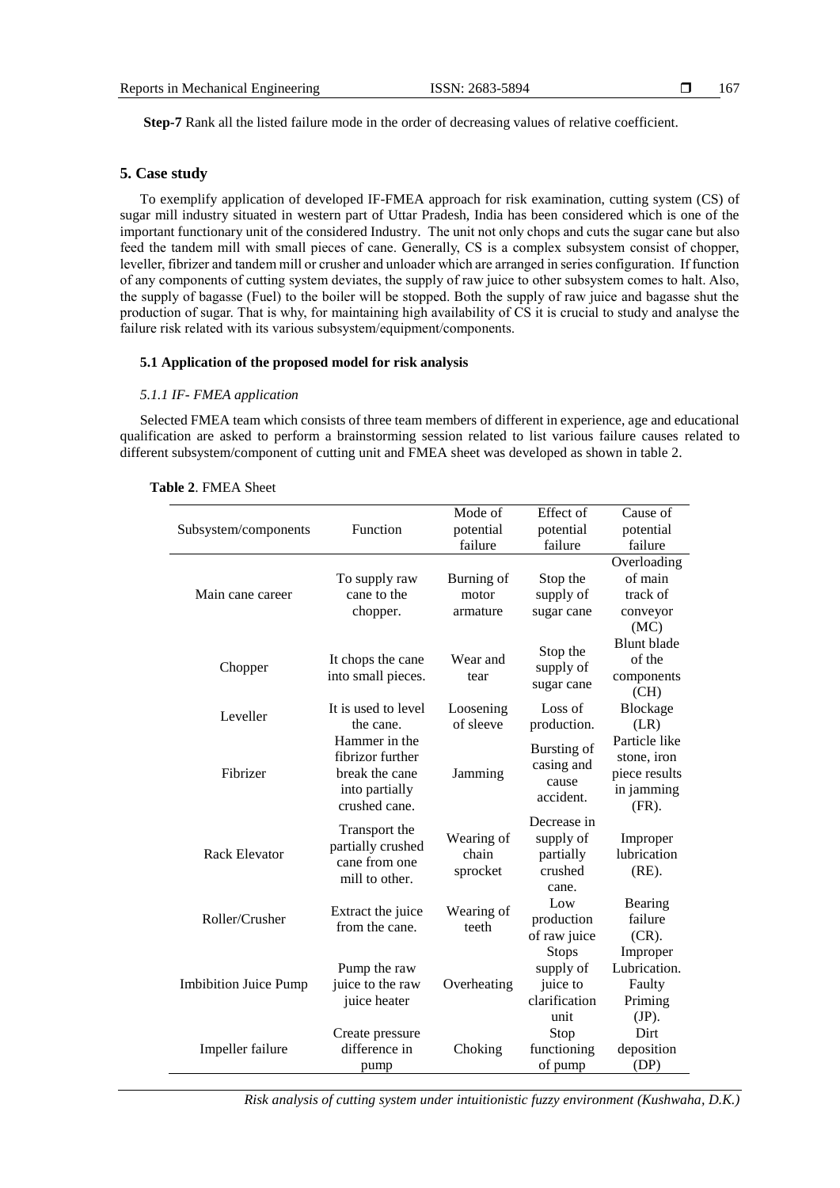**Step-7** Rank all the listed failure mode in the order of decreasing values of relative coefficient.

## 5. Case study

To exemplify application of developed IF-FMEA approach for risk examination, cutting system (CS) of sugar mill industry situated in western part of Uttar Pradesh, India has been considered which is one of the important functionary unit of the considered Industry. The unit not only chops and cuts the sugar cane but also feed the tandem mill with small pieces of cane. Generally, CS is a complex subsystem consist of chopper, leveller, fibrizer and tandem mill or crusher and unloader which are arranged in series configuration. If function of any components of cutting system deviates, the supply of raw juice to other subsystem comes to halt. Also, the supply of bagasse (Fuel) to the boiler will be stopped. Both the supply of raw juice and bagasse shut the production of sugar. That is why, for maintaining high availability of CS it is crucial to study and analyse the failure risk related with its various subsystem/equipment/components.

### 5.1 Application of the proposed model for risk analysis

#### *5.1.1 IF- FMEA application*

Selected FMEA team which consists of three team members of different in experience, age and educational qualification are asked to perform a brainstorming session related to list various failure causes related to different subsystem/component of cutting unit and FMEA sheet was developed as shown in table 2.

**Table 2**. FMEA Sheet

| Subsystem/components | Function | Mode of potential failure | Effect of potential failure | Cause of potential failure |
|---|---|---|---|---|
| Main cane career | To supply raw cane to the chopper. | Burning of motor armature | Stop the supply of sugar cane | Overloading of main track of conveyor (MC) |
| Chopper | It chops the cane into small pieces. | Wear and tear | Stop the supply of sugar cane | Blunt blade of the components (CH) |
| Leveller | It is used to level the cane. | Loosening of sleeve | Loss of production. | Blockage (LR) |
| Fibrizer | Hammer in the fibrizor further break the cane into partially crushed cane. | Jamming | Bursting of casing and cause accident. | Particle like stone, iron piece results in jamming (FR). |
| Rack Elevator | Transport the partially crushed cane from one mill to other. | Wearing of chain sprocket | Decrease in supply of partially crushed cane. | Improper lubrication (RE). |
| Roller/Crusher | Extract the juice from the cane. | Wearing of teeth | Low production of raw juice | Bearing failure (CR). |
| Imbibition Juice Pump | Pump the raw juice to the raw juice heater | Overheating | Stops supply of juice to clarification unit | Improper Lubrication. Faulty Priming (JP). |
| Impeller failure | Create pressure difference in pump | Choking | Stop functioning of pump | Dirt deposition (DP) |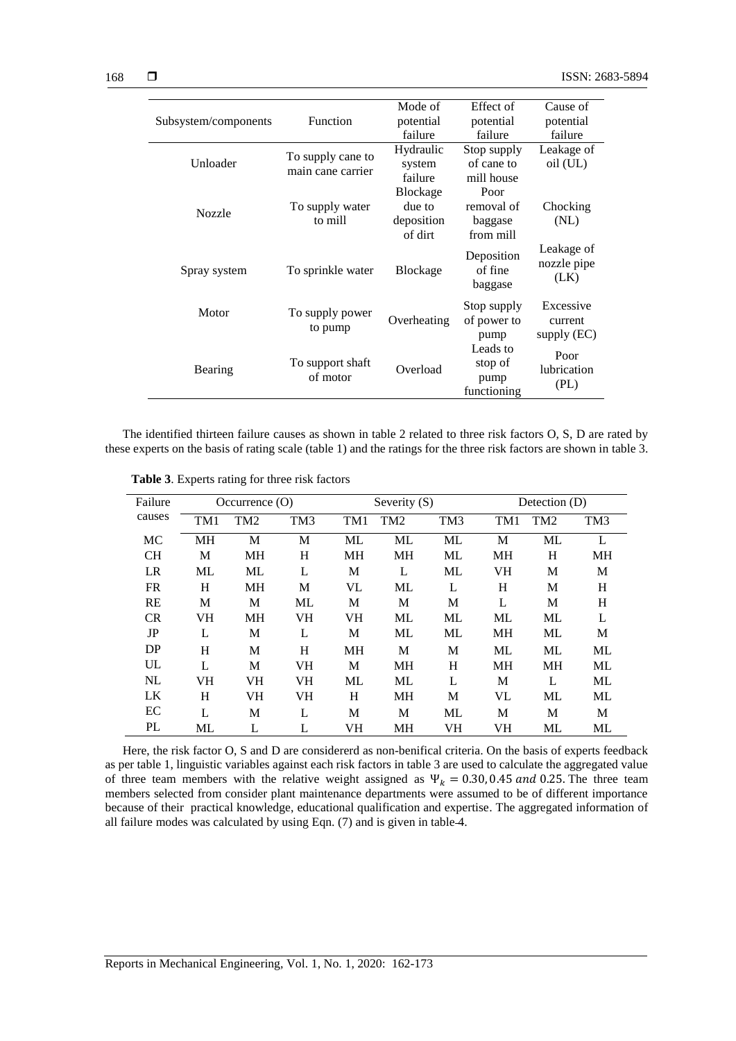| Subsystem/components | Function | Mode of potential failure | Effect of potential failure | Cause of potential failure |
|---|---|---|---|---|
| Unloader | To supply cane to main cane carrier | Hydraulic system failure | Stop supply of cane to mill house | Leakage of oil (UL) |
| Nozzle | To supply water to mill | Blockage due to deposition of dirt | Poor removal of baggase from mill | Chocking (NL) |
| Spray system | To sprinkle water | Blockage | Deposition of fine baggase | Leakage of nozzle pipe (LK) |
| Motor | To supply power to pump | Overheating | Stop supply of power to pump | Excessive current supply (EC) |
| Bearing | To support shaft of motor | Overload | Leads to stop of pump functioning | Poor lubrication (PL) |

The identified thirteen failure causes as shown in table 2 related to three risk factors O, S, D are rated by these experts on the basis of rating scale (table 1) and the ratings for the three risk factors are shown in table 3.

**Table 3**. Experts rating for three risk factors

| Failure causes | Occurrence (O) | | | Severity (S) | | | Detection (D) | | |
|---|---|---|---|---|---|---|---|---|---|
| | TM1 | TM2 | TM3 | TM1 | TM2 | TM3 | TM1 | TM2 | TM3 |
| MC | MH | M | M | ML | ML | ML | M | ML | L |
| CH | M | MH | H | MH | MH | ML | MH | H | MH |
| LR | ML | ML | L | M | L | ML | VH | M | M |
| FR | H | MH | M | VL | ML | L | H | M | H |
| RE | M | M | ML | M | M | M | L | M | H |
| CR | VH | MH | VH | VH | ML | ML | ML | ML | L |
| JP | L | M | L | M | ML | ML | MH | ML | M |
| DP | H | M | H | MH | M | M | ML | ML | ML |
| UL | L | M | VH | M | MH | H | MH | MH | ML |
| NL | VH | VH | VH | ML | ML | L | M | L | ML |
| LK | H | VH | VH | H | MH | M | VL | ML | ML |
| EC | L | M | L | M | M | ML | M | M | M |
| PL | ML | L | L | VH | MH | VH | VH | ML | ML |

Here, the risk factor O, S and D are considererd as non-benifical criteria. On the basis of experts feedback as per table 1, linguistic variables against each risk factors in table 3 are used to calculate the aggregated value of three team members with the relative weight assigned as $\Psi_k = 0.30, 0.45\ and\ 0.25$. The three team members selected from consider plant maintenance departments were assumed to be of different importance because of their practical knowledge, educational qualification and expertise. The aggregated information of all failure modes was calculated by using Eqn. (7) and is given in table 4.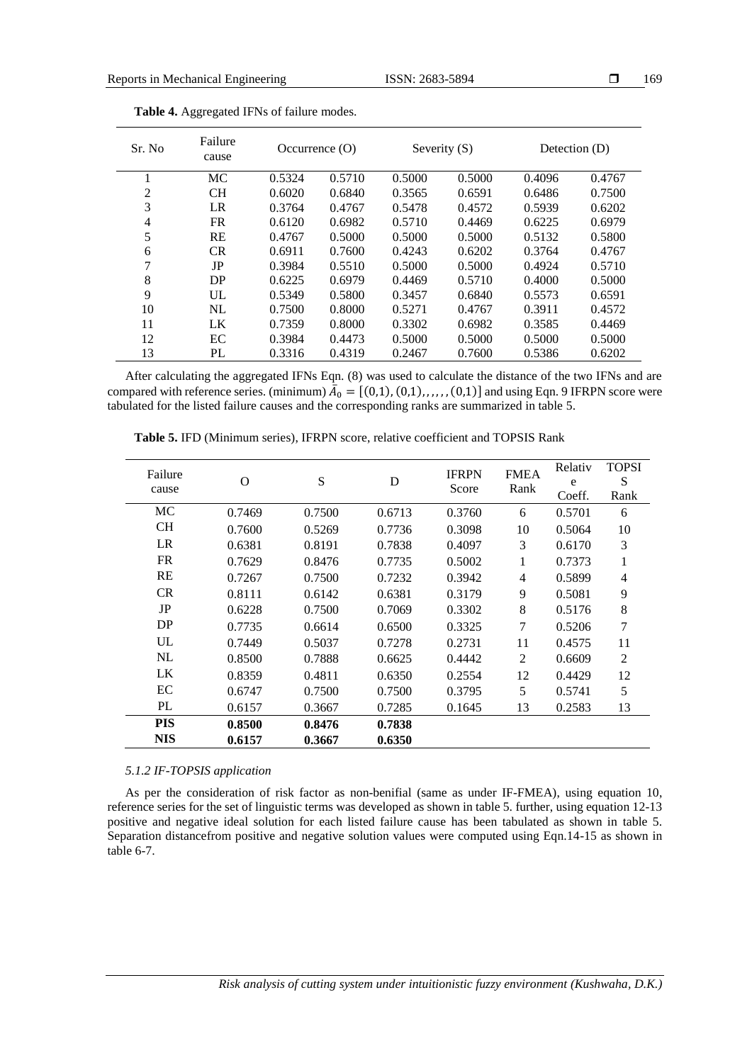**Table 4.** Aggregated IFNs of failure modes.

| Sr. No | Failure cause | Occurrence (O) | | Severity (S) | | Detection (D) | |
|---|---|---|---|---|---|---|---|
| 1 | MC | 0.5324 | 0.5710 | 0.5000 | 0.5000 | 0.4096 | 0.4767 |
| 2 | CH | 0.6020 | 0.6840 | 0.3565 | 0.6591 | 0.6486 | 0.7500 |
| 3 | LR | 0.3764 | 0.4767 | 0.5478 | 0.4572 | 0.5939 | 0.6202 |
| 4 | FR | 0.6120 | 0.6982 | 0.5710 | 0.4469 | 0.6225 | 0.6979 |
| 5 | RE | 0.4767 | 0.5000 | 0.5000 | 0.5000 | 0.5132 | 0.5800 |
| 6 | CR | 0.6911 | 0.7600 | 0.4243 | 0.6202 | 0.3764 | 0.4767 |
| 7 | JP | 0.3984 | 0.5510 | 0.5000 | 0.5000 | 0.4924 | 0.5710 |
| 8 | DP | 0.6225 | 0.6979 | 0.4469 | 0.5710 | 0.4000 | 0.5000 |
| 9 | UL | 0.5349 | 0.5800 | 0.3457 | 0.6840 | 0.5573 | 0.6591 |
| 10 | NL | 0.7500 | 0.8000 | 0.5271 | 0.4767 | 0.3911 | 0.4572 |
| 11 | LK | 0.7359 | 0.8000 | 0.3302 | 0.6982 | 0.3585 | 0.4469 |
| 12 | EC | 0.3984 | 0.4473 | 0.5000 | 0.5000 | 0.5000 | 0.5000 |
| 13 | PL | 0.3316 | 0.4319 | 0.2467 | 0.7600 | 0.5386 | 0.6202 |

After calculating the aggregated IFNs Eqn. (8) was used to calculate the distance of the two IFNs and are compared with reference series. (minimum) $\bar{A}_0 = [(0,1), (0,1), , , , , , (0,1)]$ and using Eqn. 9 IFRPN score were tabulated for the listed failure causes and the corresponding ranks are summarized in table 5.

**Table 5.** IFD (Minimum series), IFRPN score, relative coefficient and TOPSIS Rank

| Failure cause | O | S | D | IFRPN Score | FMEA Rank | Relative Coeff. | TOPSIS Rank |
|---|---|---|---|---|---|---|---|
| MC | 0.7469 | 0.7500 | 0.6713 | 0.3760 | 6 | 0.5701 | 6 |
| CH | 0.7600 | 0.5269 | 0.7736 | 0.3098 | 10 | 0.5064 | 10 |
| LR | 0.6381 | 0.8191 | 0.7838 | 0.4097 | 3 | 0.6170 | 3 |
| FR | 0.7629 | 0.8476 | 0.7735 | 0.5002 | 1 | 0.7373 | 1 |
| RE | 0.7267 | 0.7500 | 0.7232 | 0.3942 | 4 | 0.5899 | 4 |
| CR | 0.8111 | 0.6142 | 0.6381 | 0.3179 | 9 | 0.5081 | 9 |
| JP | 0.6228 | 0.7500 | 0.7069 | 0.3302 | 8 | 0.5176 | 8 |
| DP | 0.7735 | 0.6614 | 0.6500 | 0.3325 | 7 | 0.5206 | 7 |
| UL | 0.7449 | 0.5037 | 0.7278 | 0.2731 | 11 | 0.4575 | 11 |
| NL | 0.8500 | 0.7888 | 0.6625 | 0.4442 | 2 | 0.6609 | 2 |
| LK | 0.8359 | 0.4811 | 0.6350 | 0.2554 | 12 | 0.4429 | 12 |
| EC | 0.6747 | 0.7500 | 0.7500 | 0.3795 | 5 | 0.5741 | 5 |
| PL | 0.6157 | 0.3667 | 0.7285 | 0.1645 | 13 | 0.2583 | 13 |
| **PIS** | **0.8500** | **0.8476** | **0.7838** | | | | |
| **NIS** | **0.6157** | **0.3667** | **0.6350** | | | | |

*5.1.2 IF-TOPSIS application*

As per the consideration of risk factor as non-benifial (same as under IF-FMEA), using equation 10, reference series for the set of linguistic terms was developed as shown in table 5. further, using equation 12-13 positive and negative ideal solution for each listed failure cause has been tabulated as shown in table 5. Separation distancefrom positive and negative solution values were computed using Eqn.14-15 as shown in table 6-7.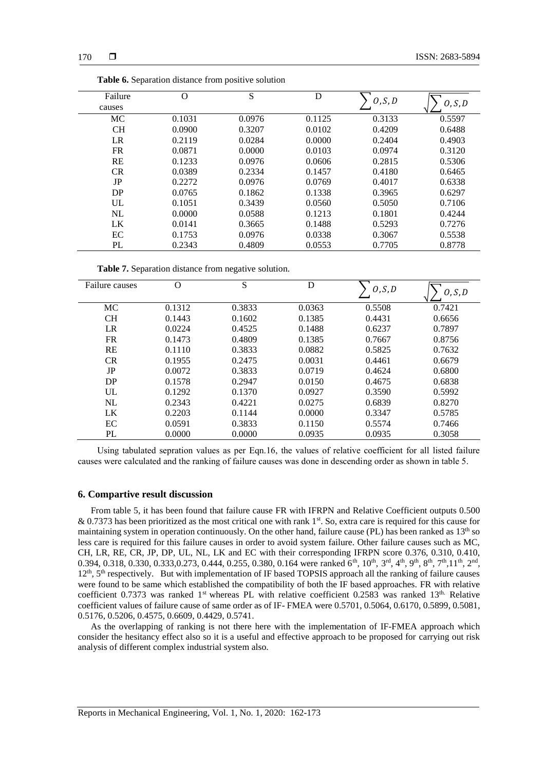**Table 6.** Separation distance from positive solution

| Failure causes | O | S | D | $\sum O,S,D$ | $\sqrt{\sum O,S,D}$ |
|---|---|---|---|---|---|
| MC | 0.1031 | 0.0976 | 0.1125 | 0.3133 | 0.5597 |
| CH | 0.0900 | 0.3207 | 0.0102 | 0.4209 | 0.6488 |
| LR | 0.2119 | 0.0284 | 0.0000 | 0.2404 | 0.4903 |
| FR | 0.0871 | 0.0000 | 0.0103 | 0.0974 | 0.3120 |
| RE | 0.1233 | 0.0976 | 0.0606 | 0.2815 | 0.5306 |
| CR | 0.0389 | 0.2334 | 0.1457 | 0.4180 | 0.6465 |
| JP | 0.2272 | 0.0976 | 0.0769 | 0.4017 | 0.6338 |
| DP | 0.0765 | 0.1862 | 0.1338 | 0.3965 | 0.6297 |
| UL | 0.1051 | 0.3439 | 0.0560 | 0.5050 | 0.7106 |
| NL | 0.0000 | 0.0588 | 0.1213 | 0.1801 | 0.4244 |
| LK | 0.0141 | 0.3665 | 0.1488 | 0.5293 | 0.7276 |
| EC | 0.1753 | 0.0976 | 0.0338 | 0.3067 | 0.5538 |
| PL | 0.2343 | 0.4809 | 0.0553 | 0.7705 | 0.8778 |

**Table 7.** Separation distance from negative solution.

| Failure causes | O | S | D | $\sum O,S,D$ | $\sqrt{\sum O,S,D}$ |
|---|---|---|---|---|---|
| MC | 0.1312 | 0.3833 | 0.0363 | 0.5508 | 0.7421 |
| CH | 0.1443 | 0.1602 | 0.1385 | 0.4431 | 0.6656 |
| LR | 0.0224 | 0.4525 | 0.1488 | 0.6237 | 0.7897 |
| FR | 0.1473 | 0.4809 | 0.1385 | 0.7667 | 0.8756 |
| RE | 0.1110 | 0.3833 | 0.0882 | 0.5825 | 0.7632 |
| CR | 0.1955 | 0.2475 | 0.0031 | 0.4461 | 0.6679 |
| JP | 0.0072 | 0.3833 | 0.0719 | 0.4624 | 0.6800 |
| DP | 0.1578 | 0.2947 | 0.0150 | 0.4675 | 0.6838 |
| UL | 0.1292 | 0.1370 | 0.0927 | 0.3590 | 0.5992 |
| NL | 0.2343 | 0.4221 | 0.0275 | 0.6839 | 0.8270 |
| LK | 0.2203 | 0.1144 | 0.0000 | 0.3347 | 0.5785 |
| EC | 0.0591 | 0.3833 | 0.1150 | 0.5574 | 0.7466 |
| PL | 0.0000 | 0.0000 | 0.0935 | 0.0935 | 0.3058 |

Using tabulated sepration values as per Eqn.16, the values of relative coefficient for all listed failure causes were calculated and the ranking of failure causes was done in descending order as shown in table 5.

## 6. Compartive result discussion

From table 5, it has been found that failure cause FR with IFRPN and Relative Coefficient outputs 0.500 & 0.7373 has been prioritized as the most critical one with rank 1st. So, extra care is required for this cause for maintaining system in operation continuously. On the other hand, failure cause (PL) has been ranked as 13th so less care is required for this failure causes in order to avoid system failure. Other failure causes such as MC, CH, LR, RE, CR, JP, DP, UL, NL, LK and EC with their corresponding IFRPN score 0.376, 0.310, 0.410, 0.394, 0.318, 0.330, 0.333,0.273, 0.444, 0.255, 0.380, 0.164 were ranked 6th, 10th, 3rd, 4th, 9th, 8th, 7th,11th, 2nd, 12th, 5th respectively. But with implementation of IF based TOPSIS approach all the ranking of failure causes were found to be same which established the compatibility of both the IF based approaches. FR with relative coefficient 0.7373 was ranked 1st whereas PL with relative coefficient 0.2583 was ranked 13th. Relative coefficient values of failure cause of same order as of IF- FMEA were 0.5701, 0.5064, 0.6170, 0.5899, 0.5081, 0.5176, 0.5206, 0.4575, 0.6609, 0.4429, 0.5741.

As the overlapping of ranking is not there here with the implementation of IF-FMEA approach which consider the hesitancy effect also so it is a useful and effective approach to be proposed for carrying out risk analysis of different complex industrial system also.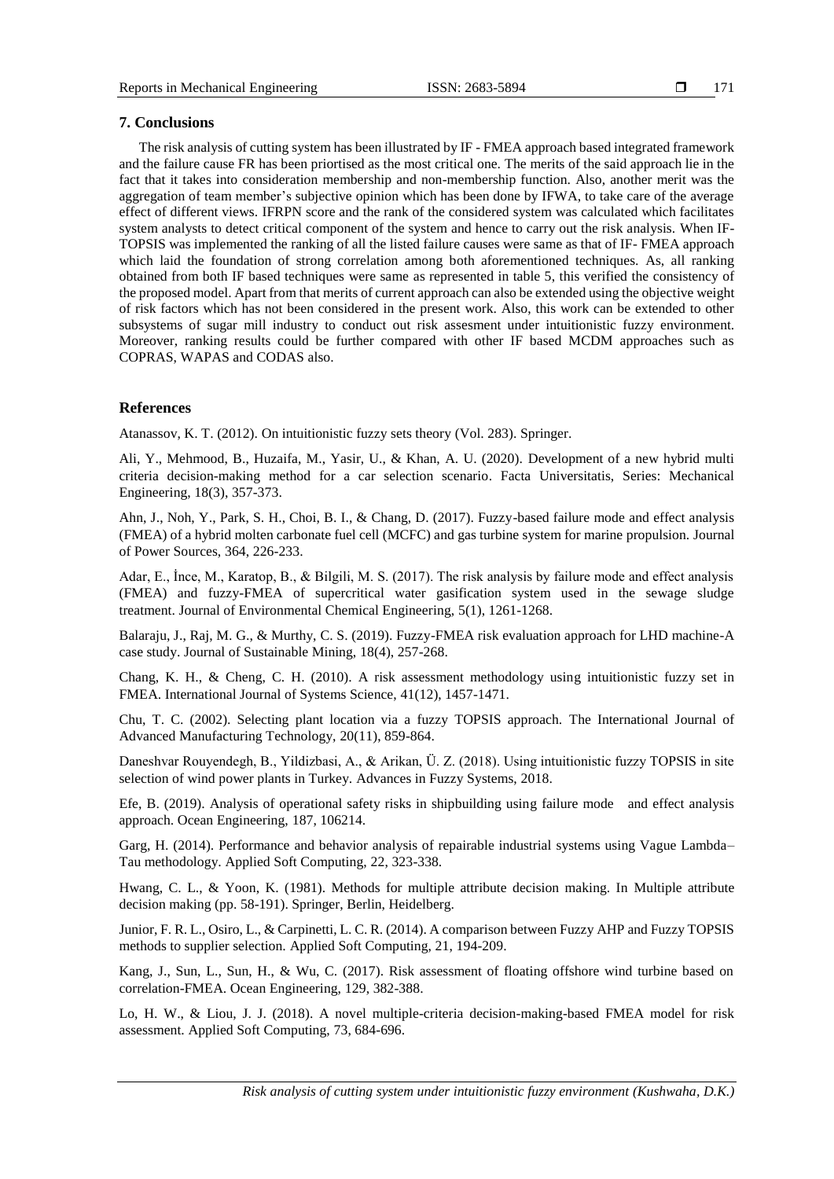## 7. Conclusions

The risk analysis of cutting system has been illustrated by IF - FMEA approach based integrated framework and the failure cause FR has been priortised as the most critical one. The merits of the said approach lie in the fact that it takes into consideration membership and non-membership function. Also, another merit was the aggregation of team member's subjective opinion which has been done by IFWA, to take care of the average effect of different views. IFRPN score and the rank of the considered system was calculated which facilitates system analysts to detect critical component of the system and hence to carry out the risk analysis. When IF-TOPSIS was implemented the ranking of all the listed failure causes were same as that of IF- FMEA approach which laid the foundation of strong correlation among both aforementioned techniques. As, all ranking obtained from both IF based techniques were same as represented in table 5, this verified the consistency of the proposed model. Apart from that merits of current approach can also be extended using the objective weight of risk factors which has not been considered in the present work. Also, this work can be extended to other subsystems of sugar mill industry to conduct out risk assesment under intuitionistic fuzzy environment. Moreover, ranking results could be further compared with other IF based MCDM approaches such as COPRAS, WAPAS and CODAS also.

## References

Atanassov, K. T. (2012). On intuitionistic fuzzy sets theory (Vol. 283). Springer.

Ali, Y., Mehmood, B., Huzaifa, M., Yasir, U., & Khan, A. U. (2020). Development of a new hybrid multi criteria decision-making method for a car selection scenario. Facta Universitatis, Series: Mechanical Engineering, 18(3), 357-373.

Ahn, J., Noh, Y., Park, S. H., Choi, B. I., & Chang, D. (2017). Fuzzy-based failure mode and effect analysis (FMEA) of a hybrid molten carbonate fuel cell (MCFC) and gas turbine system for marine propulsion. Journal of Power Sources, 364, 226-233.

Adar, E., İnce, M., Karatop, B., & Bilgili, M. S. (2017). The risk analysis by failure mode and effect analysis (FMEA) and fuzzy-FMEA of supercritical water gasification system used in the sewage sludge treatment. Journal of Environmental Chemical Engineering, 5(1), 1261-1268.

Balaraju, J., Raj, M. G., & Murthy, C. S. (2019). Fuzzy-FMEA risk evaluation approach for LHD machine-A case study. Journal of Sustainable Mining, 18(4), 257-268.

Chang, K. H., & Cheng, C. H. (2010). A risk assessment methodology using intuitionistic fuzzy set in FMEA. International Journal of Systems Science, 41(12), 1457-1471.

Chu, T. C. (2002). Selecting plant location via a fuzzy TOPSIS approach. The International Journal of Advanced Manufacturing Technology, 20(11), 859-864.

Daneshvar Rouyendegh, B., Yildizbasi, A., & Arikan, Ü. Z. (2018). Using intuitionistic fuzzy TOPSIS in site selection of wind power plants in Turkey. Advances in Fuzzy Systems, 2018.

Efe, B. (2019). Analysis of operational safety risks in shipbuilding using failure mode and effect analysis approach. Ocean Engineering, 187, 106214.

Garg, H. (2014). Performance and behavior analysis of repairable industrial systems using Vague Lambda–Tau methodology. Applied Soft Computing, 22, 323-338.

Hwang, C. L., & Yoon, K. (1981). Methods for multiple attribute decision making. In Multiple attribute decision making (pp. 58-191). Springer, Berlin, Heidelberg.

Junior, F. R. L., Osiro, L., & Carpinetti, L. C. R. (2014). A comparison between Fuzzy AHP and Fuzzy TOPSIS methods to supplier selection. Applied Soft Computing, 21, 194-209.

Kang, J., Sun, L., Sun, H., & Wu, C. (2017). Risk assessment of floating offshore wind turbine based on correlation-FMEA. Ocean Engineering, 129, 382-388.

Lo, H. W., & Liou, J. J. (2018). A novel multiple-criteria decision-making-based FMEA model for risk assessment. Applied Soft Computing, 73, 684-696.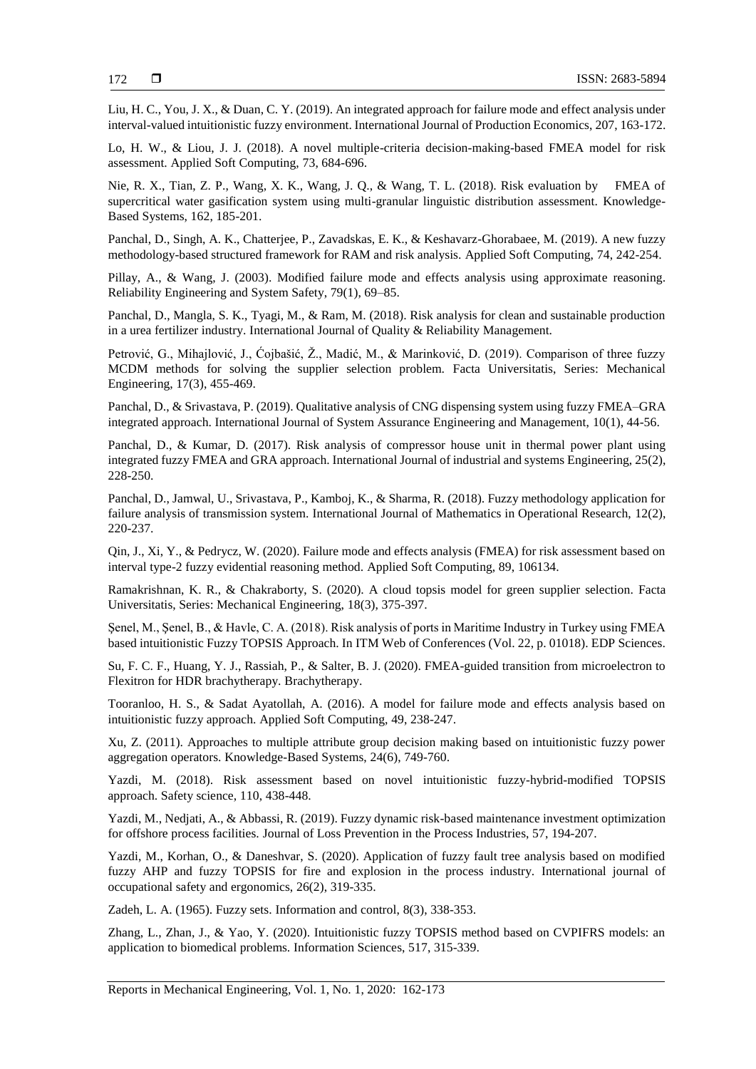Liu, H. C., You, J. X., & Duan, C. Y. (2019). An integrated approach for failure mode and effect analysis under interval-valued intuitionistic fuzzy environment. International Journal of Production Economics, 207, 163-172.

Lo, H. W., & Liou, J. J. (2018). A novel multiple-criteria decision-making-based FMEA model for risk assessment. Applied Soft Computing, 73, 684-696.

Nie, R. X., Tian, Z. P., Wang, X. K., Wang, J. Q., & Wang, T. L. (2018). Risk evaluation by FMEA of supercritical water gasification system using multi-granular linguistic distribution assessment. Knowledge-Based Systems, 162, 185-201.

Panchal, D., Singh, A. K., Chatterjee, P., Zavadskas, E. K., & Keshavarz-Ghorabaee, M. (2019). A new fuzzy methodology-based structured framework for RAM and risk analysis. Applied Soft Computing, 74, 242-254.

Pillay, A., & Wang, J. (2003). Modified failure mode and effects analysis using approximate reasoning. Reliability Engineering and System Safety, 79(1), 69–85.

Panchal, D., Mangla, S. K., Tyagi, M., & Ram, M. (2018). Risk analysis for clean and sustainable production in a urea fertilizer industry. International Journal of Quality & Reliability Management.

Petrović, G., Mihajlović, J., Ćojbašić, Ž., Madić, M., & Marinković, D. (2019). Comparison of three fuzzy MCDM methods for solving the supplier selection problem. Facta Universitatis, Series: Mechanical Engineering, 17(3), 455-469.

Panchal, D., & Srivastava, P. (2019). Qualitative analysis of CNG dispensing system using fuzzy FMEA–GRA integrated approach. International Journal of System Assurance Engineering and Management, 10(1), 44-56.

Panchal, D., & Kumar, D. (2017). Risk analysis of compressor house unit in thermal power plant using integrated fuzzy FMEA and GRA approach. International Journal of industrial and systems Engineering, 25(2), 228-250.

Panchal, D., Jamwal, U., Srivastava, P., Kamboj, K., & Sharma, R. (2018). Fuzzy methodology application for failure analysis of transmission system. International Journal of Mathematics in Operational Research, 12(2), 220-237.

Qin, J., Xi, Y., & Pedrycz, W. (2020). Failure mode and effects analysis (FMEA) for risk assessment based on interval type-2 fuzzy evidential reasoning method. Applied Soft Computing, 89, 106134.

Ramakrishnan, K. R., & Chakraborty, S. (2020). A cloud topsis model for green supplier selection. Facta Universitatis, Series: Mechanical Engineering, 18(3), 375-397.

Şenel, M., Şenel, B., & Havle, C. A. (2018). Risk analysis of ports in Maritime Industry in Turkey using FMEA based intuitionistic Fuzzy TOPSIS Approach. In ITM Web of Conferences (Vol. 22, p. 01018). EDP Sciences.

Su, F. C. F., Huang, Y. J., Rassiah, P., & Salter, B. J. (2020). FMEA-guided transition from microelectron to Flexitron for HDR brachytherapy. Brachytherapy.

Tooranloo, H. S., & Sadat Ayatollah, A. (2016). A model for failure mode and effects analysis based on intuitionistic fuzzy approach. Applied Soft Computing, 49, 238-247.

Xu, Z. (2011). Approaches to multiple attribute group decision making based on intuitionistic fuzzy power aggregation operators. Knowledge-Based Systems, 24(6), 749-760.

Yazdi, M. (2018). Risk assessment based on novel intuitionistic fuzzy-hybrid-modified TOPSIS approach. Safety science, 110, 438-448.

Yazdi, M., Nedjati, A., & Abbassi, R. (2019). Fuzzy dynamic risk-based maintenance investment optimization for offshore process facilities. Journal of Loss Prevention in the Process Industries, 57, 194-207.

Yazdi, M., Korhan, O., & Daneshvar, S. (2020). Application of fuzzy fault tree analysis based on modified fuzzy AHP and fuzzy TOPSIS for fire and explosion in the process industry. International journal of occupational safety and ergonomics, 26(2), 319-335.

Zadeh, L. A. (1965). Fuzzy sets. Information and control, 8(3), 338-353.

Zhang, L., Zhan, J., & Yao, Y. (2020). Intuitionistic fuzzy TOPSIS method based on CVPIFRS models: an application to biomedical problems. Information Sciences, 517, 315-339.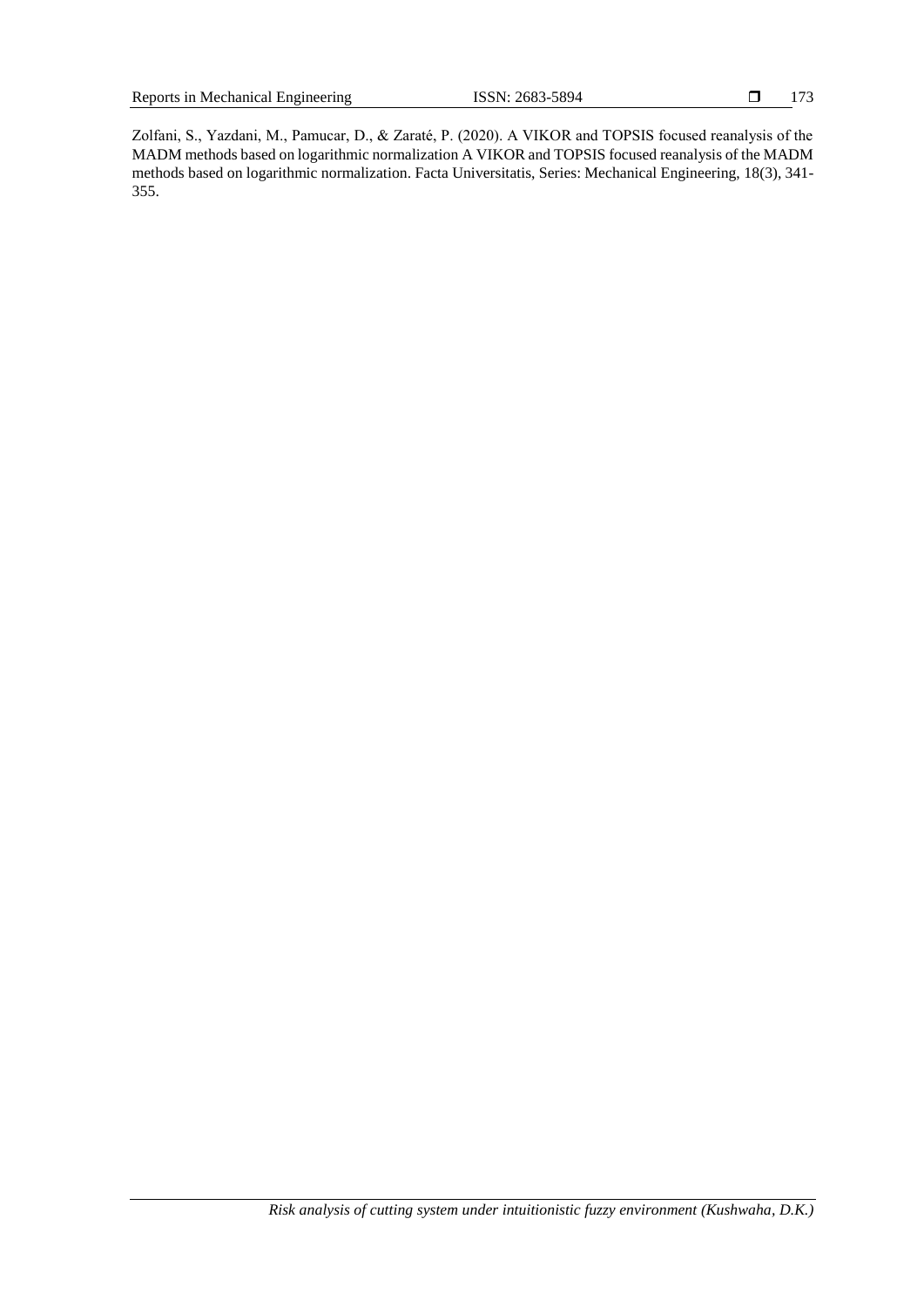Zolfani, S., Yazdani, M., Pamucar, D., & Zaraté, P. (2020). A VIKOR and TOPSIS focused reanalysis of the MADM methods based on logarithmic normalization A VIKOR and TOPSIS focused reanalysis of the MADM methods based on logarithmic normalization. Facta Universitatis, Series: Mechanical Engineering, 18(3), 341-355.